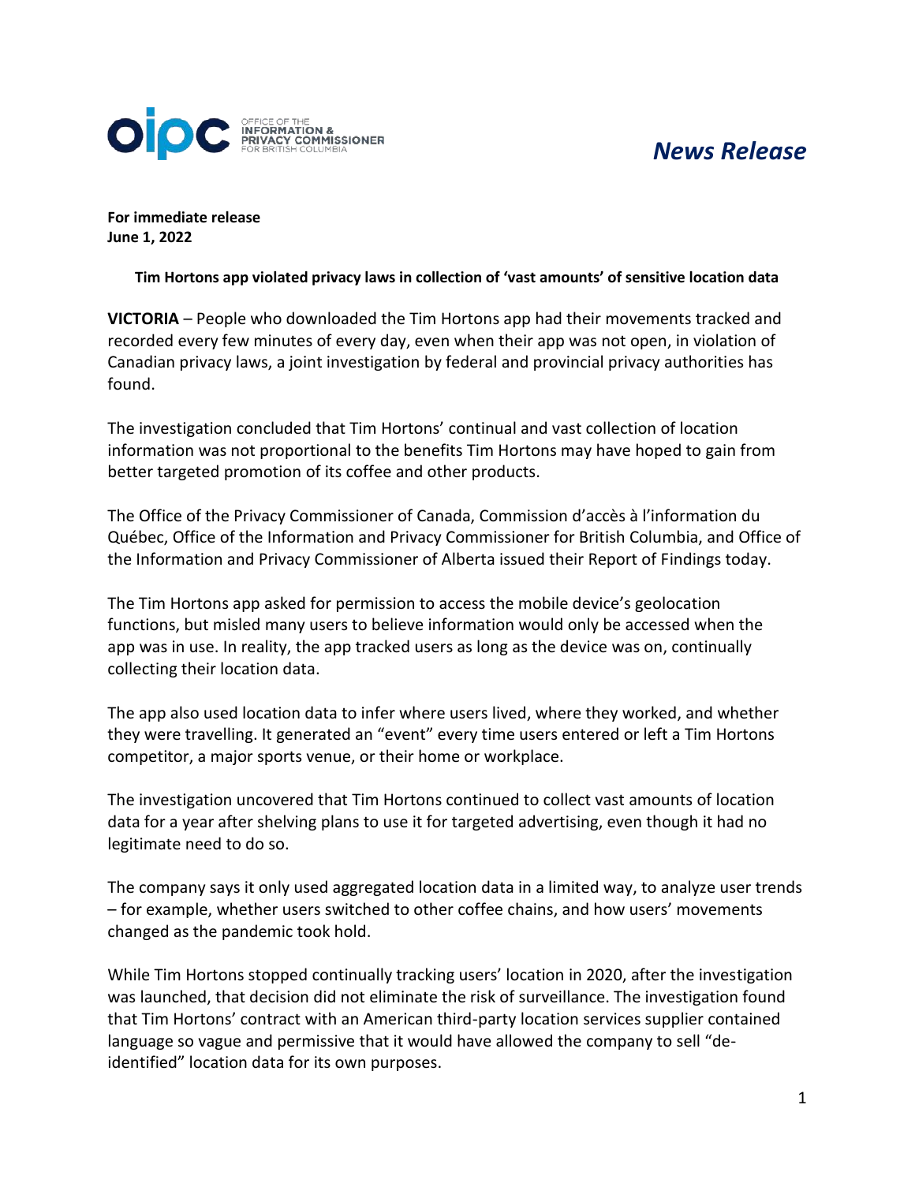OFFICE OF THE INFORMATION & PRIVACY COMMISSIONER FOR BRITISH COLUMBIA

*News Release*

**For immediate release**
**June 1, 2022**

**Tim Hortons app violated privacy laws in collection of 'vast amounts' of sensitive location data**

**VICTORIA** – People who downloaded the Tim Hortons app had their movements tracked and recorded every few minutes of every day, even when their app was not open, in violation of Canadian privacy laws, a joint investigation by federal and provincial privacy authorities has found.

The investigation concluded that Tim Hortons' continual and vast collection of location information was not proportional to the benefits Tim Hortons may have hoped to gain from better targeted promotion of its coffee and other products.

The Office of the Privacy Commissioner of Canada, Commission d'accès à l'information du Québec, Office of the Information and Privacy Commissioner for British Columbia, and Office of the Information and Privacy Commissioner of Alberta issued their Report of Findings today.

The Tim Hortons app asked for permission to access the mobile device's geolocation functions, but misled many users to believe information would only be accessed when the app was in use. In reality, the app tracked users as long as the device was on, continually collecting their location data.

The app also used location data to infer where users lived, where they worked, and whether they were travelling. It generated an "event" every time users entered or left a Tim Hortons competitor, a major sports venue, or their home or workplace.

The investigation uncovered that Tim Hortons continued to collect vast amounts of location data for a year after shelving plans to use it for targeted advertising, even though it had no legitimate need to do so.

The company says it only used aggregated location data in a limited way, to analyze user trends – for example, whether users switched to other coffee chains, and how users' movements changed as the pandemic took hold.

While Tim Hortons stopped continually tracking users' location in 2020, after the investigation was launched, that decision did not eliminate the risk of surveillance. The investigation found that Tim Hortons' contract with an American third-party location services supplier contained language so vague and permissive that it would have allowed the company to sell "de-identified" location data for its own purposes.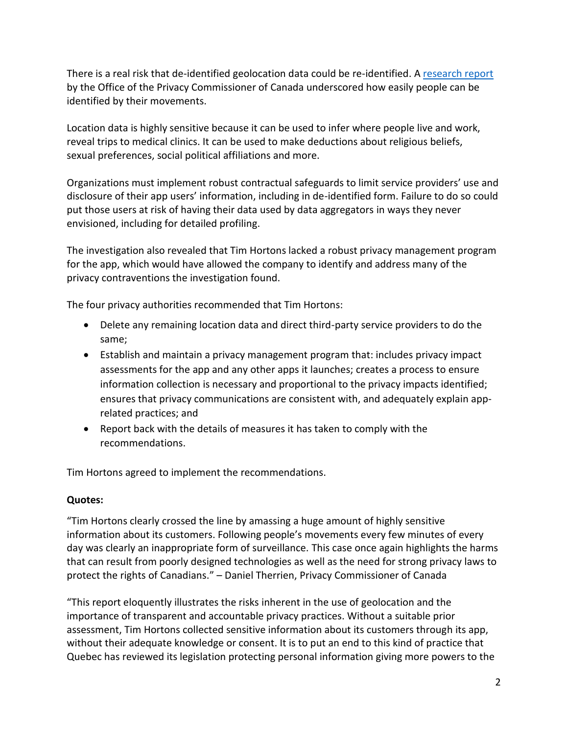There is a real risk that de-identified geolocation data could be re-identified. A [research report](#) by the Office of the Privacy Commissioner of Canada underscored how easily people can be identified by their movements.

Location data is highly sensitive because it can be used to infer where people live and work, reveal trips to medical clinics. It can be used to make deductions about religious beliefs, sexual preferences, social political affiliations and more.

Organizations must implement robust contractual safeguards to limit service providers' use and disclosure of their app users' information, including in de-identified form. Failure to do so could put those users at risk of having their data used by data aggregators in ways they never envisioned, including for detailed profiling.

The investigation also revealed that Tim Hortons lacked a robust privacy management program for the app, which would have allowed the company to identify and address many of the privacy contraventions the investigation found.

The four privacy authorities recommended that Tim Hortons:

- Delete any remaining location data and direct third-party service providers to do the same;
- Establish and maintain a privacy management program that: includes privacy impact assessments for the app and any other apps it launches; creates a process to ensure information collection is necessary and proportional to the privacy impacts identified; ensures that privacy communications are consistent with, and adequately explain app-related practices; and
- Report back with the details of measures it has taken to comply with the recommendations.

Tim Hortons agreed to implement the recommendations.

**Quotes:**

"Tim Hortons clearly crossed the line by amassing a huge amount of highly sensitive information about its customers. Following people's movements every few minutes of every day was clearly an inappropriate form of surveillance. This case once again highlights the harms that can result from poorly designed technologies as well as the need for strong privacy laws to protect the rights of Canadians." – Daniel Therrien, Privacy Commissioner of Canada

"This report eloquently illustrates the risks inherent in the use of geolocation and the importance of transparent and accountable privacy practices. Without a suitable prior assessment, Tim Hortons collected sensitive information about its customers through its app, without their adequate knowledge or consent. It is to put an end to this kind of practice that Quebec has reviewed its legislation protecting personal information giving more powers to the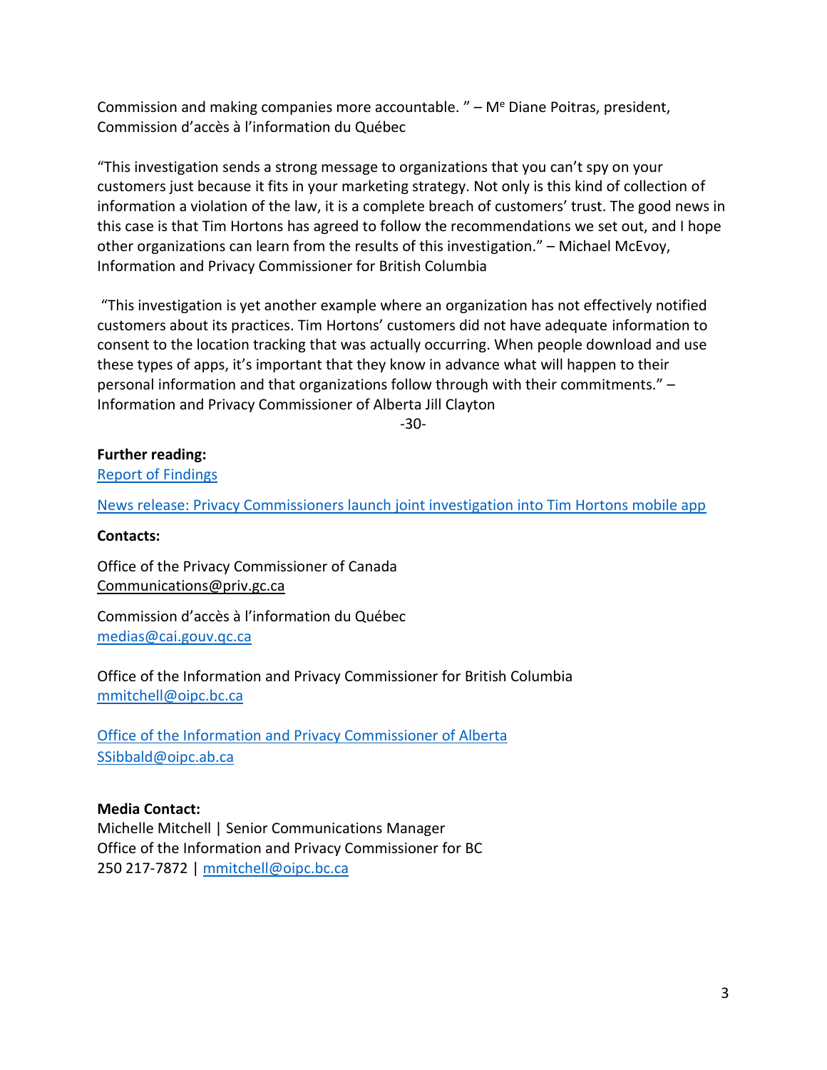Commission and making companies more accountable. " – M^e^ Diane Poitras, president, Commission d'accès à l'information du Québec

"This investigation sends a strong message to organizations that you can't spy on your customers just because it fits in your marketing strategy. Not only is this kind of collection of information a violation of the law, it is a complete breach of customers' trust. The good news in this case is that Tim Hortons has agreed to follow the recommendations we set out, and I hope other organizations can learn from the results of this investigation." – Michael McEvoy, Information and Privacy Commissioner for British Columbia

"This investigation is yet another example where an organization has not effectively notified customers about its practices. Tim Hortons' customers did not have adequate information to consent to the location tracking that was actually occurring. When people download and use these types of apps, it's important that they know in advance what will happen to their personal information and that organizations follow through with their commitments." – Information and Privacy Commissioner of Alberta Jill Clayton

-30-

**Further reading:**

Report of Findings

News release: Privacy Commissioners launch joint investigation into Tim Hortons mobile app

**Contacts:**

Office of the Privacy Commissioner of Canada
Communications@priv.gc.ca

Commission d'accès à l'information du Québec
medias@cai.gouv.qc.ca

Office of the Information and Privacy Commissioner for British Columbia
mmitchell@oipc.bc.ca

Office of the Information and Privacy Commissioner of Alberta
SSibbald@oipc.ab.ca

**Media Contact:**
Michelle Mitchell | Senior Communications Manager
Office of the Information and Privacy Commissioner for BC
250 217-7872 | mmitchell@oipc.bc.ca